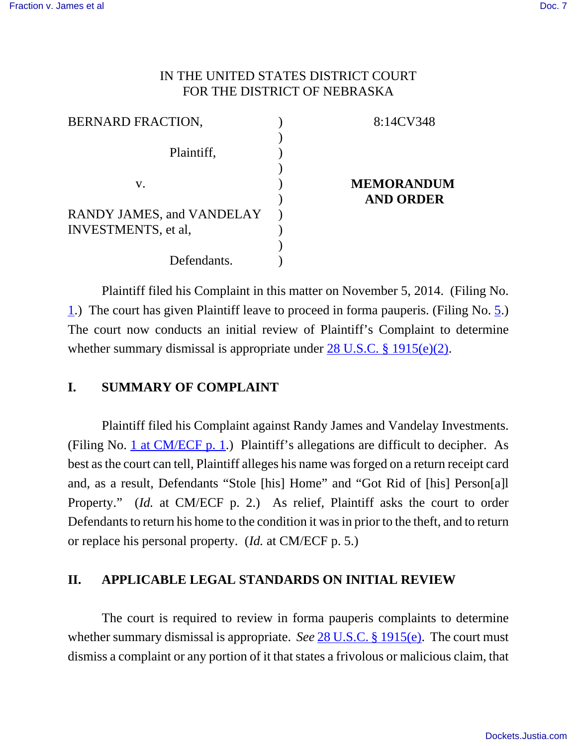IN THE UNITED STATES DISTRICT COURT
FOR THE DISTRICT OF NEBRASKA

| | | |
|---|---|---|
| BERNARD FRACTION, | ) | 8:14CV348 |
| | ) | |
| Plaintiff, | ) | |
| | ) | |
| v. | ) | **MEMORANDUM AND ORDER** |
| | ) | |
| RANDY JAMES, and VANDELAY INVESTMENTS, et al, | ) | |
| | ) | |
| Defendants. | ) | |

Plaintiff filed his Complaint in this matter on November 5, 2014. (Filing No. 1.) The court has given Plaintiff leave to proceed in forma pauperis. (Filing No. 5.) The court now conducts an initial review of Plaintiff's Complaint to determine whether summary dismissal is appropriate under 28 U.S.C. § 1915(e)(2).

## I. SUMMARY OF COMPLAINT

Plaintiff filed his Complaint against Randy James and Vandelay Investments. (Filing No. 1 at CM/ECF p. 1.) Plaintiff's allegations are difficult to decipher. As best as the court can tell, Plaintiff alleges his name was forged on a return receipt card and, as a result, Defendants "Stole [his] Home" and "Got Rid of [his] Person[a]l Property." (*Id.* at CM/ECF p. 2.) As relief, Plaintiff asks the court to order Defendants to return his home to the condition it was in prior to the theft, and to return or replace his personal property. (*Id.* at CM/ECF p. 5.)

## II. APPLICABLE LEGAL STANDARDS ON INITIAL REVIEW

The court is required to review in forma pauperis complaints to determine whether summary dismissal is appropriate. *See* 28 U.S.C. § 1915(e). The court must dismiss a complaint or any portion of it that states a frivolous or malicious claim, that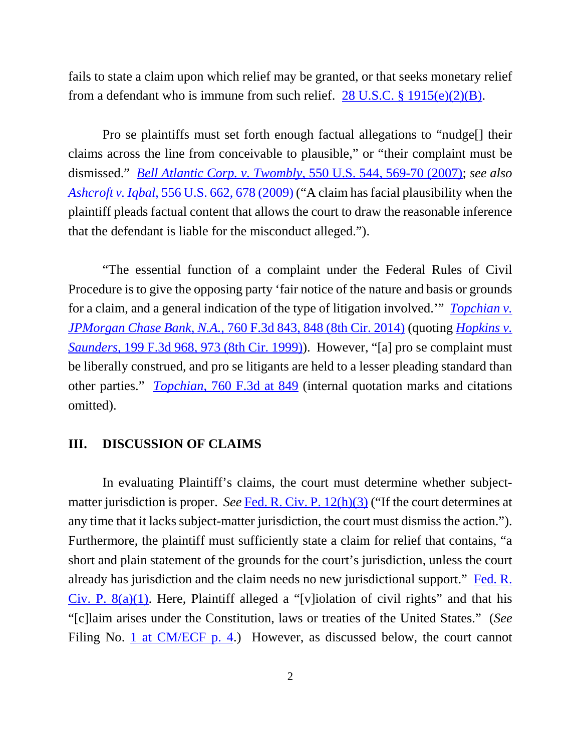fails to state a claim upon which relief may be granted, or that seeks monetary relief from a defendant who is immune from such relief. 28 U.S.C. § 1915(e)(2)(B).

Pro se plaintiffs must set forth enough factual allegations to "nudge[] their claims across the line from conceivable to plausible," or "their complaint must be dismissed." *Bell Atlantic Corp. v. Twombly*, 550 U.S. 544, 569-70 (2007); *see also Ashcroft v. Iqbal*, 556 U.S. 662, 678 (2009) ("A claim has facial plausibility when the plaintiff pleads factual content that allows the court to draw the reasonable inference that the defendant is liable for the misconduct alleged.").

"The essential function of a complaint under the Federal Rules of Civil Procedure is to give the opposing party 'fair notice of the nature and basis or grounds for a claim, and a general indication of the type of litigation involved.'" *Topchian v. JPMorgan Chase Bank, N.A.*, 760 F.3d 843, 848 (8th Cir. 2014) (quoting *Hopkins v. Saunders*, 199 F.3d 968, 973 (8th Cir. 1999)). However, "[a] pro se complaint must be liberally construed, and pro se litigants are held to a lesser pleading standard than other parties." *Topchian*, 760 F.3d at 849 (internal quotation marks and citations omitted).

## III. DISCUSSION OF CLAIMS

In evaluating Plaintiff's claims, the court must determine whether subject-matter jurisdiction is proper. *See* Fed. R. Civ. P. 12(h)(3) ("If the court determines at any time that it lacks subject-matter jurisdiction, the court must dismiss the action."). Furthermore, the plaintiff must sufficiently state a claim for relief that contains, "a short and plain statement of the grounds for the court's jurisdiction, unless the court already has jurisdiction and the claim needs no new jurisdictional support." Fed. R. Civ. P. 8(a)(1). Here, Plaintiff alleged a "[v]iolation of civil rights" and that his "[c]laim arises under the Constitution, laws or treaties of the United States." (*See* Filing No. 1 at CM/ECF p. 4.) However, as discussed below, the court cannot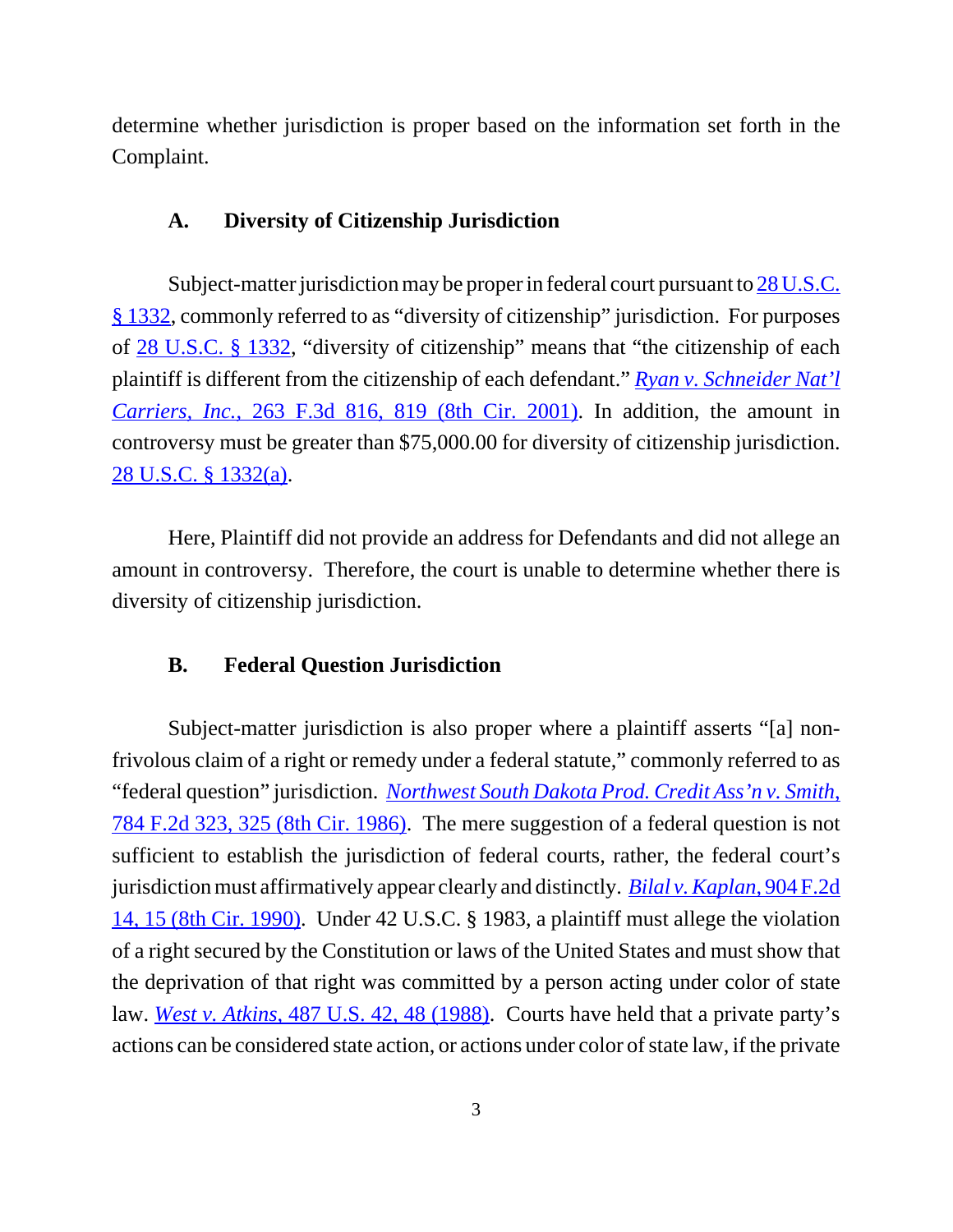determine whether jurisdiction is proper based on the information set forth in the Complaint.

### A. Diversity of Citizenship Jurisdiction

Subject-matter jurisdiction may be proper in federal court pursuant to 28 U.S.C. § 1332, commonly referred to as "diversity of citizenship" jurisdiction. For purposes of 28 U.S.C. § 1332, "diversity of citizenship" means that "the citizenship of each plaintiff is different from the citizenship of each defendant." *Ryan v. Schneider Nat'l Carriers, Inc.*, 263 F.3d 816, 819 (8th Cir. 2001). In addition, the amount in controversy must be greater than $75,000.00 for diversity of citizenship jurisdiction. 28 U.S.C. § 1332(a).

Here, Plaintiff did not provide an address for Defendants and did not allege an amount in controversy. Therefore, the court is unable to determine whether there is diversity of citizenship jurisdiction.

### B. Federal Question Jurisdiction

Subject-matter jurisdiction is also proper where a plaintiff asserts "[a] non-frivolous claim of a right or remedy under a federal statute," commonly referred to as "federal question" jurisdiction. *Northwest South Dakota Prod. Credit Ass'n v. Smith*, 784 F.2d 323, 325 (8th Cir. 1986). The mere suggestion of a federal question is not sufficient to establish the jurisdiction of federal courts, rather, the federal court's jurisdiction must affirmatively appear clearly and distinctly. *Bilal v. Kaplan*, 904 F.2d 14, 15 (8th Cir. 1990). Under 42 U.S.C. § 1983, a plaintiff must allege the violation of a right secured by the Constitution or laws of the United States and must show that the deprivation of that right was committed by a person acting under color of state law. *West v. Atkins*, 487 U.S. 42, 48 (1988). Courts have held that a private party's actions can be considered state action, or actions under color of state law, if the private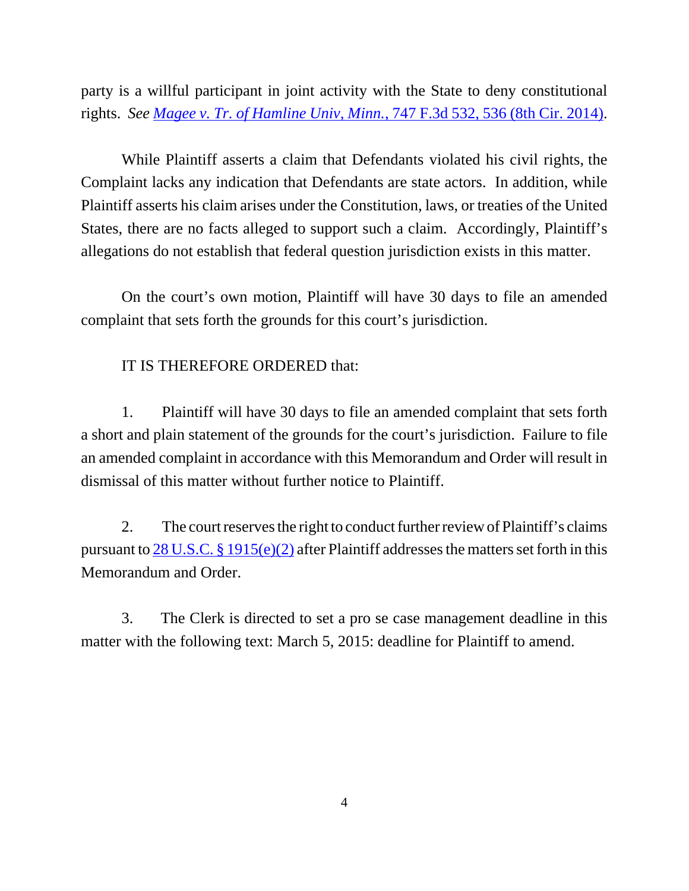party is a willful participant in joint activity with the State to deny constitutional rights. *See Magee v. Tr. of Hamline Univ, Minn.*, 747 F.3d 532, 536 (8th Cir. 2014).

While Plaintiff asserts a claim that Defendants violated his civil rights, the Complaint lacks any indication that Defendants are state actors. In addition, while Plaintiff asserts his claim arises under the Constitution, laws, or treaties of the United States, there are no facts alleged to support such a claim. Accordingly, Plaintiff's allegations do not establish that federal question jurisdiction exists in this matter.

On the court's own motion, Plaintiff will have 30 days to file an amended complaint that sets forth the grounds for this court's jurisdiction.

IT IS THEREFORE ORDERED that:

1. Plaintiff will have 30 days to file an amended complaint that sets forth a short and plain statement of the grounds for the court's jurisdiction. Failure to file an amended complaint in accordance with this Memorandum and Order will result in dismissal of this matter without further notice to Plaintiff.

2. The court reserves the right to conduct further review of Plaintiff's claims pursuant to 28 U.S.C. § 1915(e)(2) after Plaintiff addresses the matters set forth in this Memorandum and Order.

3. The Clerk is directed to set a pro se case management deadline in this matter with the following text: March 5, 2015: deadline for Plaintiff to amend.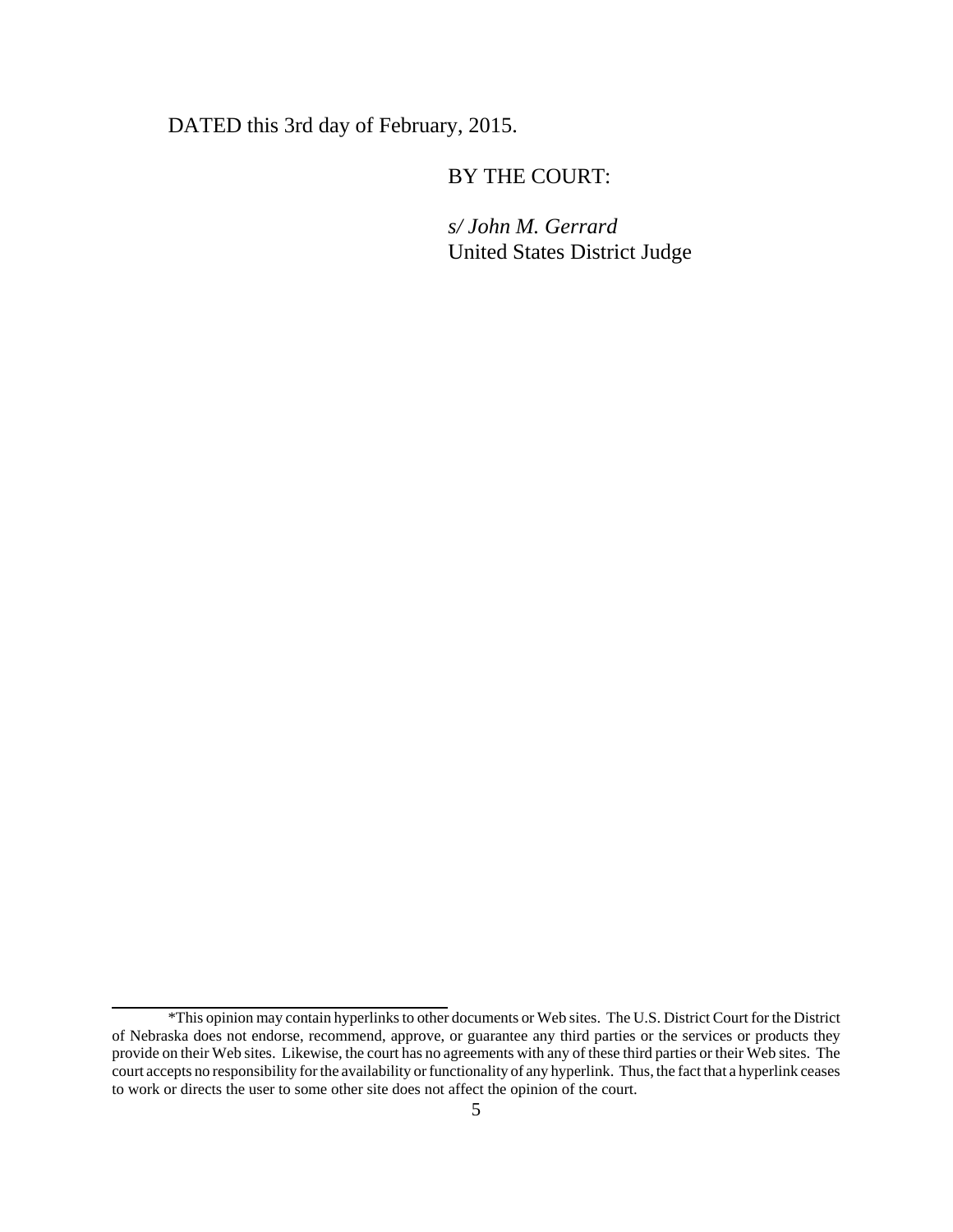DATED this 3rd day of February, 2015.

BY THE COURT:

*s/ John M. Gerrard*
United States District Judge

---

*This opinion may contain hyperlinks to other documents or Web sites. The U.S. District Court for the District of Nebraska does not endorse, recommend, approve, or guarantee any third parties or the services or products they provide on their Web sites. Likewise, the court has no agreements with any of these third parties or their Web sites. The court accepts no responsibility for the availability or functionality of any hyperlink. Thus, the fact that a hyperlink ceases to work or directs the user to some other site does not affect the opinion of the court.